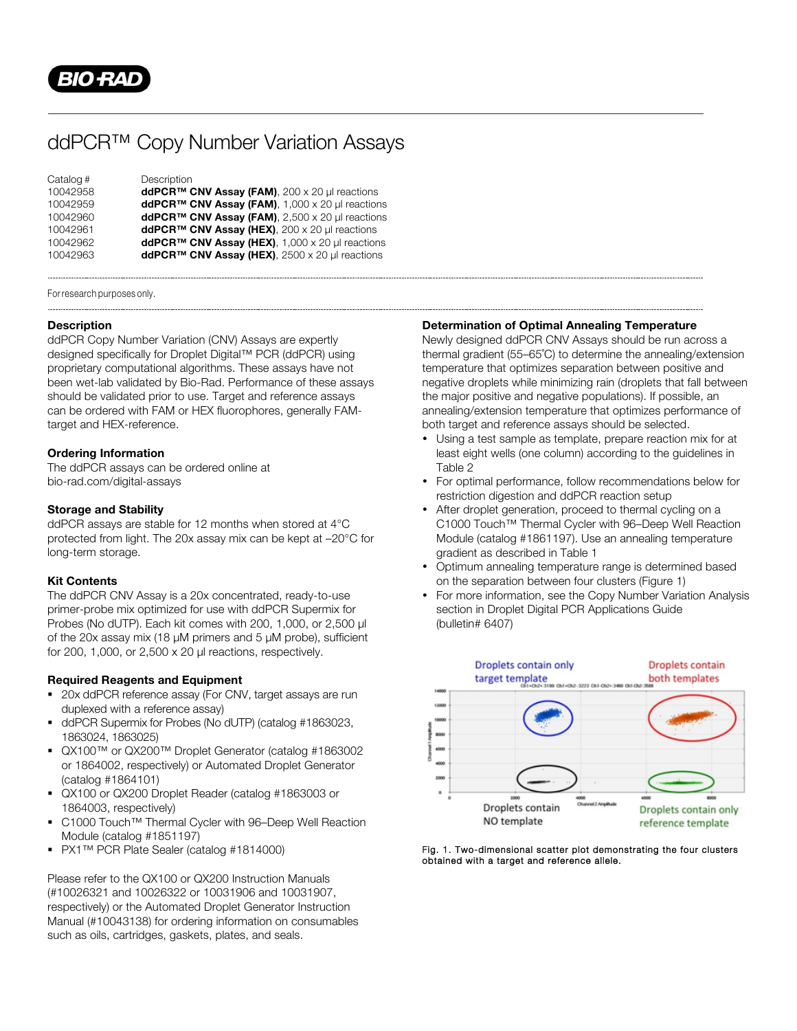# ddPCR™ Copy Number Variation Assays

| Catalog # | Description |
|---|---|
| 10042958 | **ddPCR™ CNV Assay (FAM)**, 200 x 20 µl reactions |
| 10042959 | **ddPCR™ CNV Assay (FAM)**, 1,000 x 20 µl reactions |
| 10042960 | **ddPCR™ CNV Assay (FAM)**, 2,500 x 20 µl reactions |
| 10042961 | **ddPCR™ CNV Assay (HEX)**, 200 x 20 µl reactions |
| 10042962 | **ddPCR™ CNV Assay (HEX)**, 1,000 x 20 µl reactions |
| 10042963 | **ddPCR™ CNV Assay (HEX)**, 2500 x 20 µl reactions |

For research purposes only.

## Description

ddPCR Copy Number Variation (CNV) Assays are expertly designed specifically for Droplet Digital™ PCR (ddPCR) using proprietary computational algorithms. These assays have not been wet-lab validated by Bio-Rad. Performance of these assays should be validated prior to use. Target and reference assays can be ordered with FAM or HEX fluorophores, generally FAM-target and HEX-reference.

## Ordering Information

The ddPCR assays can be ordered online at bio-rad.com/digital-assays

## Storage and Stability

ddPCR assays are stable for 12 months when stored at 4°C protected from light. The 20x assay mix can be kept at –20°C for long-term storage.

## Kit Contents

The ddPCR CNV Assay is a 20x concentrated, ready-to-use primer-probe mix optimized for use with ddPCR Supermix for Probes (No dUTP). Each kit comes with 200, 1,000, or 2,500 µl of the 20x assay mix (18 µM primers and 5 µM probe), sufficient for 200, 1,000, or 2,500 x 20 µl reactions, respectively.

## Required Reagents and Equipment

- 20x ddPCR reference assay (For CNV, target assays are run duplexed with a reference assay)
- ddPCR Supermix for Probes (No dUTP) (catalog #1863023, 1863024, 1863025)
- QX100™ or QX200™ Droplet Generator (catalog #1863002 or 1864002, respectively) or Automated Droplet Generator (catalog #1864101)
- QX100 or QX200 Droplet Reader (catalog #1863003 or 1864003, respectively)
- C1000 Touch™ Thermal Cycler with 96–Deep Well Reaction Module (catalog #1851197)
- PX1™ PCR Plate Sealer (catalog #1814000)

Please refer to the QX100 or QX200 Instruction Manuals (#10026321 and 10026322 or 10031906 and 10031907, respectively) or the Automated Droplet Generator Instruction Manual (#10043138) for ordering information on consumables such as oils, cartridges, gaskets, plates, and seals.

## Determination of Optimal Annealing Temperature

Newly designed ddPCR CNV Assays should be run across a thermal gradient (55–65°C) to determine the annealing/extension temperature that optimizes separation between positive and negative droplets while minimizing rain (droplets that fall between the major positive and negative populations). If possible, an annealing/extension temperature that optimizes performance of both target and reference assays should be selected.

- Using a test sample as template, prepare reaction mix for at least eight wells (one column) according to the guidelines in Table 2
- For optimal performance, follow recommendations below for restriction digestion and ddPCR reaction setup
- After droplet generation, proceed to thermal cycling on a C1000 Touch™ Thermal Cycler with 96–Deep Well Reaction Module (catalog #1861197). Use an annealing temperature gradient as described in Table 1
- Optimum annealing temperature range is determined based on the separation between four clusters (Figure 1)
- For more information, see the Copy Number Variation Analysis section in Droplet Digital PCR Applications Guide (bulletin# 6407)

Fig. 1. Two-dimensional scatter plot demonstrating the four clusters obtained with a target and reference allele.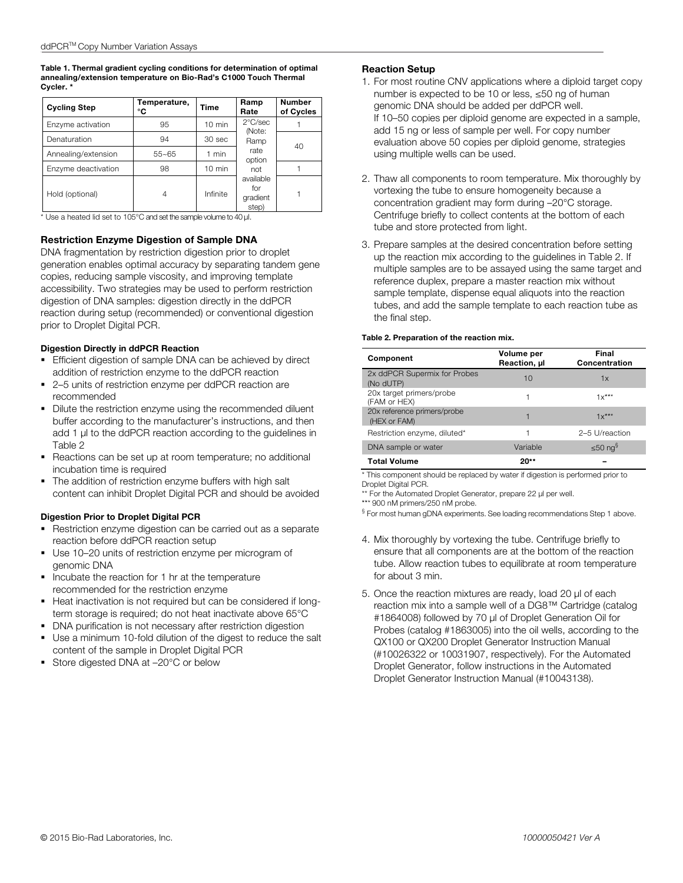**Table 1. Thermal gradient cycling conditions for determination of optimal annealing/extension temperature on Bio-Rad's C1000 Touch Thermal Cycler. ***

| Cycling Step | Temperature, °C | Time | Ramp Rate | Number of Cycles |
|---|---|---|---|---|
| Enzyme activation | 95 | 10 min | 2°C/sec (Note: Ramp rate option not available for gradient step) | 1 |
| Denaturation | 94 | 30 sec | | 40 |
| Annealing/extension | 55–65 | 1 min | | |
| Enzyme deactivation | 98 | 10 min | | 1 |
| Hold (optional) | 4 | Infinite | | 1 |

* Use a heated lid set to 105°C and set the sample volume to 40 µl.

### Restriction Enzyme Digestion of Sample DNA

DNA fragmentation by restriction digestion prior to droplet generation enables optimal accuracy by separating tandem gene copies, reducing sample viscosity, and improving template accessibility. Two strategies may be used to perform restriction digestion of DNA samples: digestion directly in the ddPCR reaction during setup (recommended) or conventional digestion prior to Droplet Digital PCR.

#### Digestion Directly in ddPCR Reaction

- Efficient digestion of sample DNA can be achieved by direct addition of restriction enzyme to the ddPCR reaction
- 2–5 units of restriction enzyme per ddPCR reaction are recommended
- Dilute the restriction enzyme using the recommended diluent buffer according to the manufacturer's instructions, and then add 1 µl to the ddPCR reaction according to the guidelines in Table 2
- Reactions can be set up at room temperature; no additional incubation time is required
- The addition of restriction enzyme buffers with high salt content can inhibit Droplet Digital PCR and should be avoided

#### Digestion Prior to Droplet Digital PCR

- Restriction enzyme digestion can be carried out as a separate reaction before ddPCR reaction setup
- Use 10–20 units of restriction enzyme per microgram of genomic DNA
- Incubate the reaction for 1 hr at the temperature recommended for the restriction enzyme
- Heat inactivation is not required but can be considered if long-term storage is required; do not heat inactivate above 65°C
- DNA purification is not necessary after restriction digestion
- Use a minimum 10-fold dilution of the digest to reduce the salt content of the sample in Droplet Digital PCR
- Store digested DNA at –20°C or below

### Reaction Setup

1. For most routine CNV applications where a diploid target copy number is expected to be 10 or less, ≤50 ng of human genomic DNA should be added per ddPCR well. If 10–50 copies per diploid genome are expected in a sample, add 15 ng or less of sample per well. For copy number evaluation above 50 copies per diploid genome, strategies using multiple wells can be used.
2. Thaw all components to room temperature. Mix thoroughly by vortexing the tube to ensure homogeneity because a concentration gradient may form during –20°C storage. Centrifuge briefly to collect contents at the bottom of each tube and store protected from light.
3. Prepare samples at the desired concentration before setting up the reaction mix according to the guidelines in Table 2. If multiple samples are to be assayed using the same target and reference duplex, prepare a master reaction mix without sample template, dispense equal aliquots into the reaction tubes, and add the sample template to each reaction tube as the final step.

**Table 2. Preparation of the reaction mix.**

| Component | Volume per Reaction, µl | Final Concentration |
|---|---|---|
| 2x ddPCR Supermix for Probes (No dUTP) | 10 | 1x |
| 20x target primers/probe (FAM or HEX) | 1 | 1x*** |
| 20x reference primers/probe (HEX or FAM) | 1 | 1x*** |
| Restriction enzyme, diluted* | 1 | 2–5 U/reaction |
| DNA sample or water | Variable | ≤50 ng§ |
| **Total Volume** | **20**** | **–** |

* This component should be replaced by water if digestion is performed prior to Droplet Digital PCR.

** For the Automated Droplet Generator, prepare 22 µl per well.

*** 900 nM primers/250 nM probe.

§ For most human gDNA experiments. See loading recommendations Step 1 above.

4. Mix thoroughly by vortexing the tube. Centrifuge briefly to ensure that all components are at the bottom of the reaction tube. Allow reaction tubes to equilibrate at room temperature for about 3 min.
5. Once the reaction mixtures are ready, load 20 µl of each reaction mix into a sample well of a DG8™ Cartridge (catalog #1864008) followed by 70 µl of Droplet Generation Oil for Probes (catalog #1863005) into the oil wells, according to the QX100 or QX200 Droplet Generator Instruction Manual (#10026322 or 10031907, respectively). For the Automated Droplet Generator, follow instructions in the Automated Droplet Generator Instruction Manual (#10043138).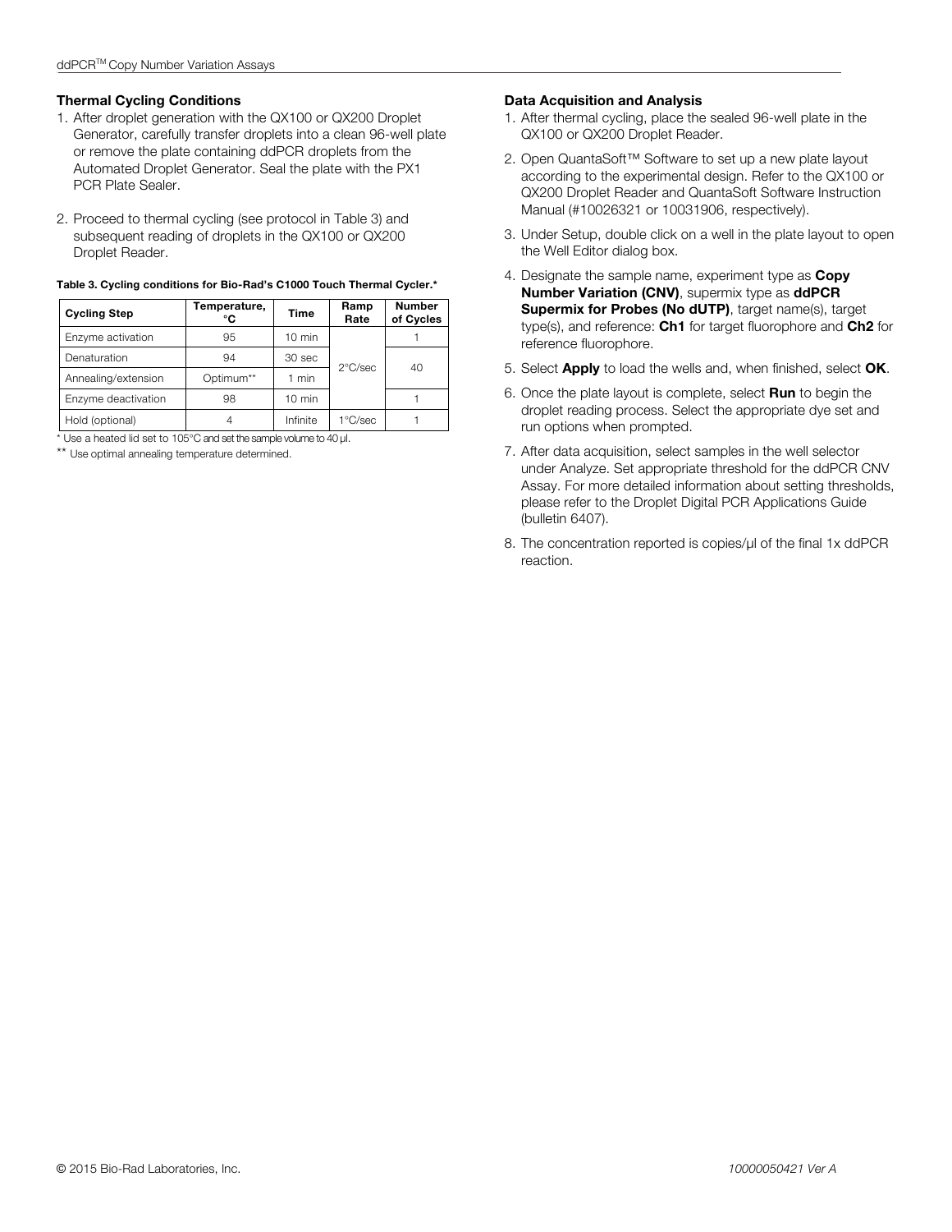### Thermal Cycling Conditions

1. After droplet generation with the QX100 or QX200 Droplet Generator, carefully transfer droplets into a clean 96-well plate or remove the plate containing ddPCR droplets from the Automated Droplet Generator. Seal the plate with the PX1 PCR Plate Sealer.
2. Proceed to thermal cycling (see protocol in Table 3) and subsequent reading of droplets in the QX100 or QX200 Droplet Reader.

**Table 3. Cycling conditions for Bio-Rad's C1000 Touch Thermal Cycler.***

| Cycling Step | Temperature, °C | Time | Ramp Rate | Number of Cycles |
|---|---|---|---|---|
| Enzyme activation | 95 | 10 min | 2°C/sec | 1 |
| Denaturation | 94 | 30 sec | 2°C/sec | 40 |
| Annealing/extension | Optimum** | 1 min | 2°C/sec | 40 |
| Enzyme deactivation | 98 | 10 min | 2°C/sec | 1 |
| Hold (optional) | 4 | Infinite | 1°C/sec | 1 |

* Use a heated lid set to 105°C and set the sample volume to 40 µl.

** Use optimal annealing temperature determined.

### Data Acquisition and Analysis

1. After thermal cycling, place the sealed 96-well plate in the QX100 or QX200 Droplet Reader.
2. Open QuantaSoft™ Software to set up a new plate layout according to the experimental design. Refer to the QX100 or QX200 Droplet Reader and QuantaSoft Software Instruction Manual (#10026321 or 10031906, respectively).
3. Under Setup, double click on a well in the plate layout to open the Well Editor dialog box.
4. Designate the sample name, experiment type as **Copy Number Variation (CNV)**, supermix type as **ddPCR Supermix for Probes (No dUTP)**, target name(s), target type(s), and reference: **Ch1** for target fluorophore and **Ch2** for reference fluorophore.
5. Select **Apply** to load the wells and, when finished, select **OK**.
6. Once the plate layout is complete, select **Run** to begin the droplet reading process. Select the appropriate dye set and run options when prompted.
7. After data acquisition, select samples in the well selector under Analyze. Set appropriate threshold for the ddPCR CNV Assay. For more detailed information about setting thresholds, please refer to the Droplet Digital PCR Applications Guide (bulletin 6407).
8. The concentration reported is copies/µl of the final 1x ddPCR reaction.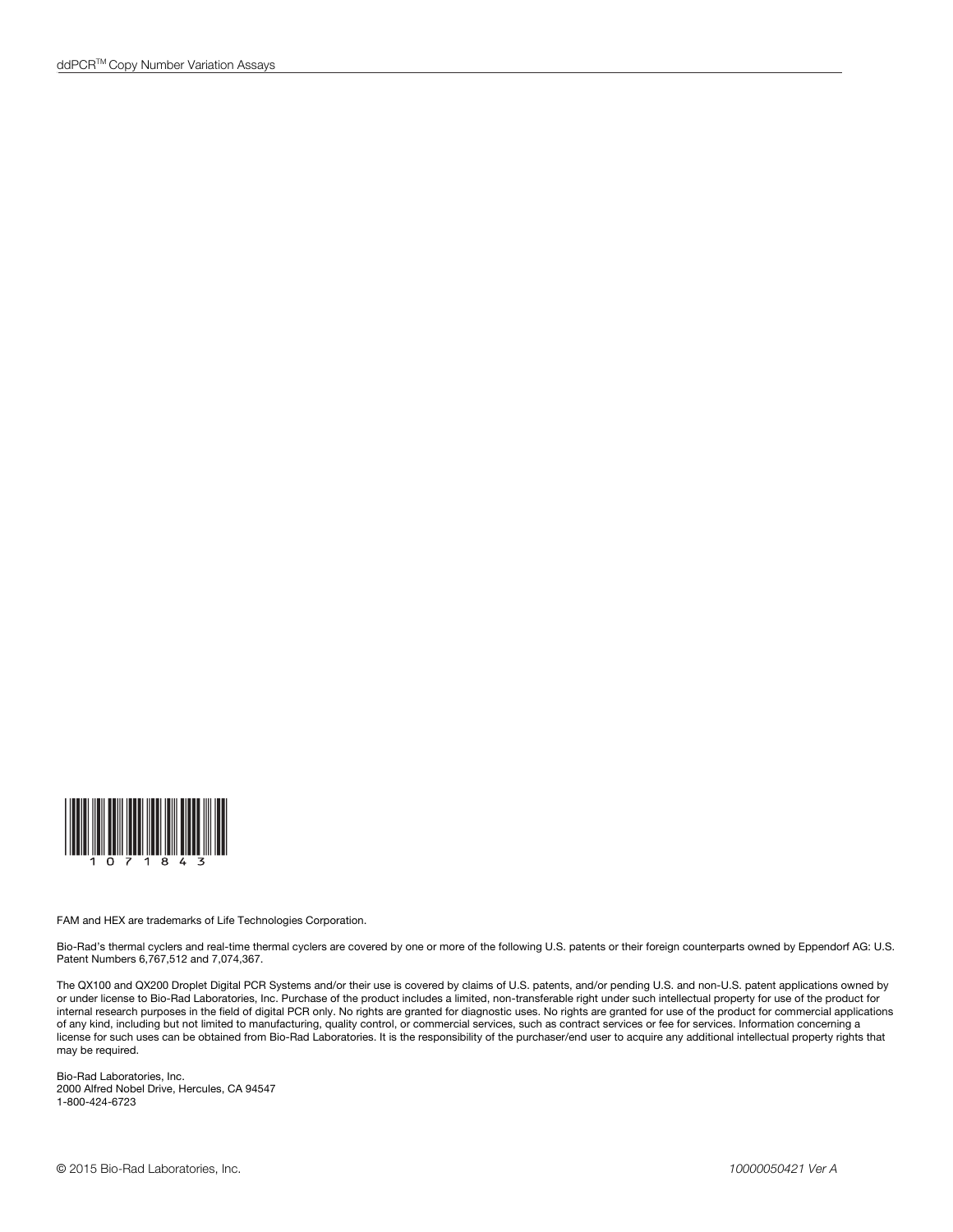1071843

FAM and HEX are trademarks of Life Technologies Corporation.

Bio-Rad's thermal cyclers and real-time thermal cyclers are covered by one or more of the following U.S. patents or their foreign counterparts owned by Eppendorf AG: U.S. Patent Numbers 6,767,512 and 7,074,367.

The QX100 and QX200 Droplet Digital PCR Systems and/or their use is covered by claims of U.S. patents, and/or pending U.S. and non-U.S. patent applications owned by or under license to Bio-Rad Laboratories, Inc. Purchase of the product includes a limited, non-transferable right under such intellectual property for use of the product for internal research purposes in the field of digital PCR only. No rights are granted for diagnostic uses. No rights are granted for use of the product for commercial applications of any kind, including but not limited to manufacturing, quality control, or commercial services, such as contract services or fee for services. Information concerning a license for such uses can be obtained from Bio-Rad Laboratories. It is the responsibility of the purchaser/end user to acquire any additional intellectual property rights that may be required.

Bio-Rad Laboratories, Inc.
2000 Alfred Nobel Drive, Hercules, CA 94547
1-800-424-6723

© 2015 Bio-Rad Laboratories, Inc.

*10000050421 Ver A*